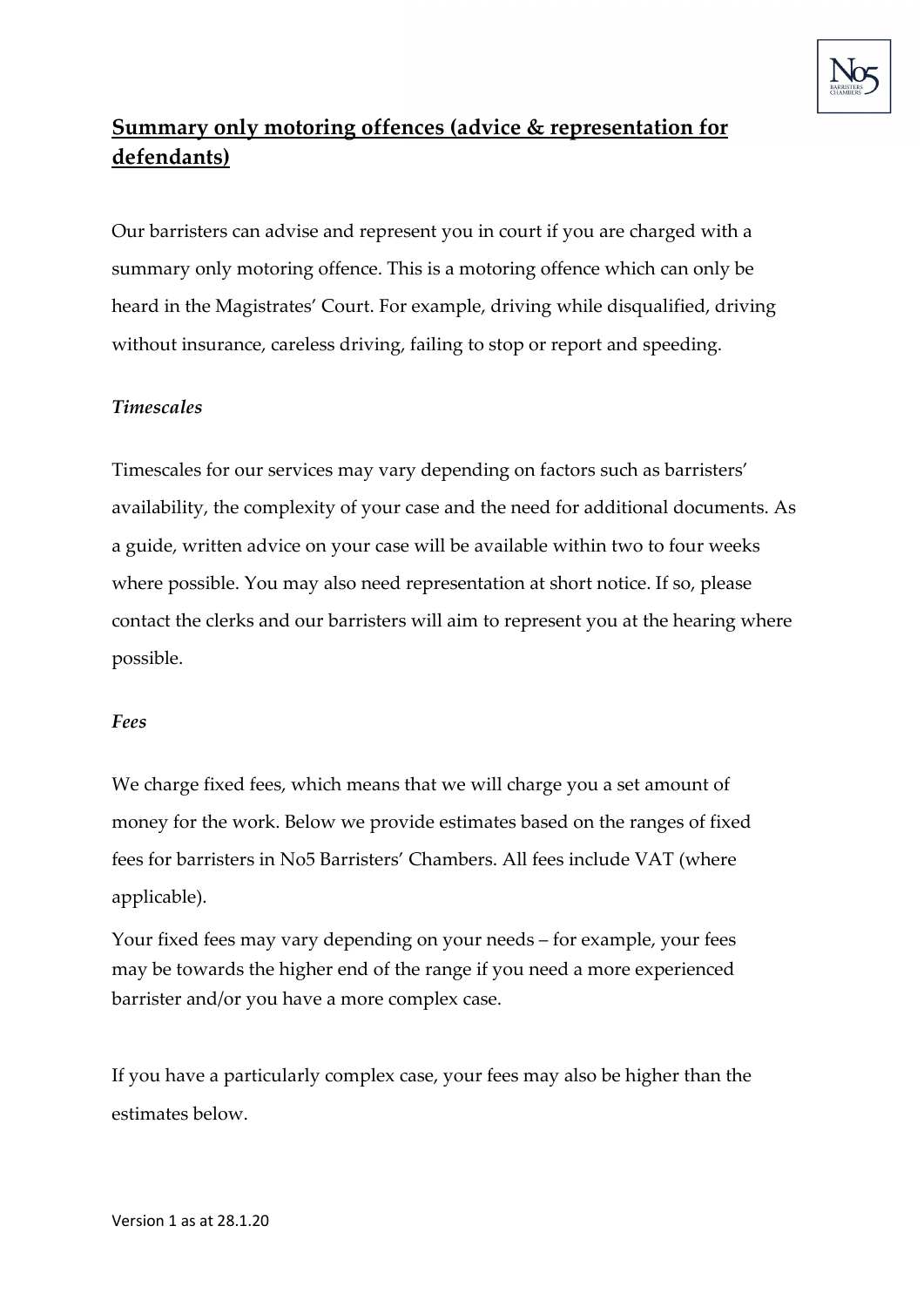# Summary only motoring offences (advice & representation for defendants)

Our barristers can advise and represent you in court if you are charged with a summary only motoring offence. This is a motoring offence which can only be heard in the Magistrates' Court. For example, driving while disqualified, driving without insurance, careless driving, failing to stop or report and speeding.

*Timescales*

Timescales for our services may vary depending on factors such as barristers' availability, the complexity of your case and the need for additional documents. As a guide, written advice on your case will be available within two to four weeks where possible. You may also need representation at short notice. If so, please contact the clerks and our barristers will aim to represent you at the hearing where possible.

*Fees*

We charge fixed fees, which means that we will charge you a set amount of money for the work. Below we provide estimates based on the ranges of fixed fees for barristers in No5 Barristers' Chambers. All fees include VAT (where applicable).

Your fixed fees may vary depending on your needs – for example, your fees may be towards the higher end of the range if you need a more experienced barrister and/or you have a more complex case.

If you have a particularly complex case, your fees may also be higher than the estimates below.

Version 1 as at 28.1.20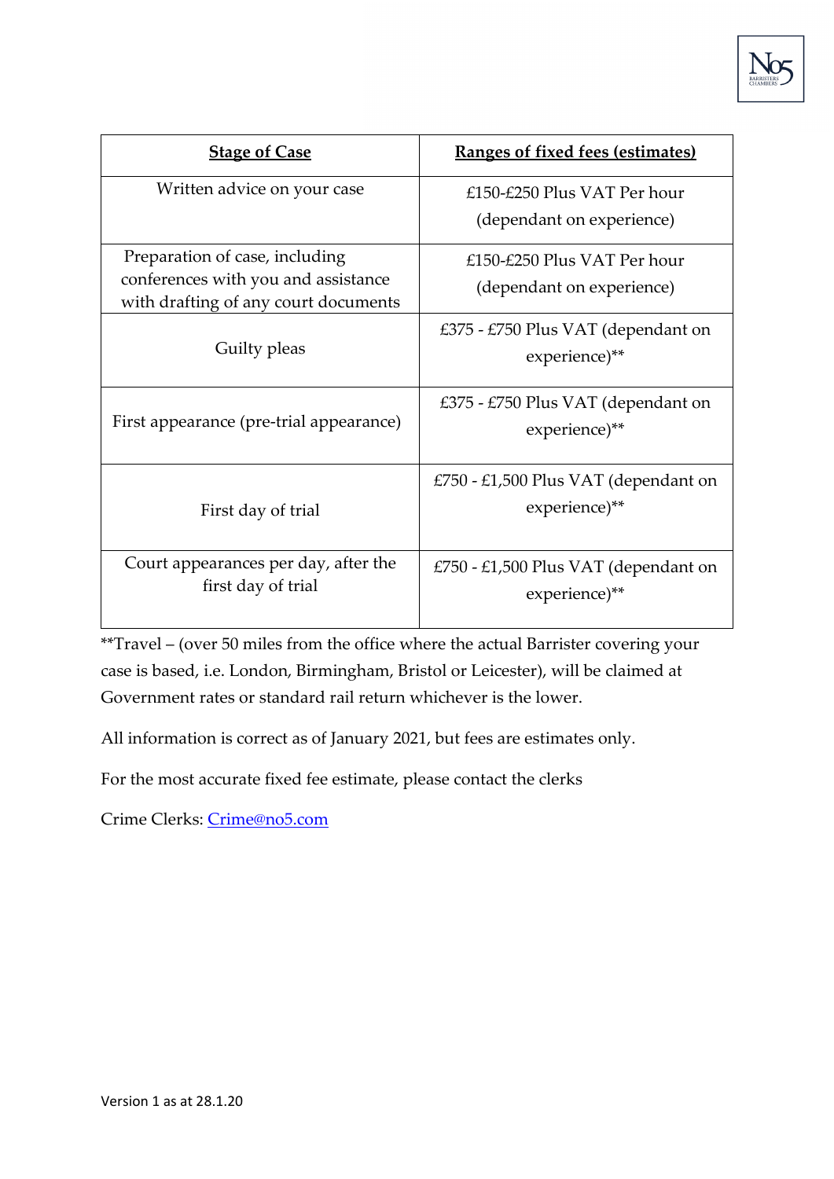| **Stage of Case** | **Ranges of fixed fees (estimates)** |
| --- | --- |
| Written advice on your case | £150-£250 Plus VAT Per hour (dependant on experience) |
| Preparation of case, including conferences with you and assistance with drafting of any court documents | £150-£250 Plus VAT Per hour (dependant on experience) |
| Guilty pleas | £375 - £750 Plus VAT (dependant on experience)** |
| First appearance (pre-trial appearance) | £375 - £750 Plus VAT (dependant on experience)** |
| First day of trial | £750 - £1,500 Plus VAT (dependant on experience)** |
| Court appearances per day, after the first day of trial | £750 - £1,500 Plus VAT (dependant on experience)** |

**Travel – (over 50 miles from the office where the actual Barrister covering your case is based, i.e. London, Birmingham, Bristol or Leicester), will be claimed at Government rates or standard rail return whichever is the lower.

All information is correct as of January 2021, but fees are estimates only.

For the most accurate fixed fee estimate, please contact the clerks

Crime Clerks: [Crime@no5.com](mailto:Crime@no5.com)

Version 1 as at 28.1.20